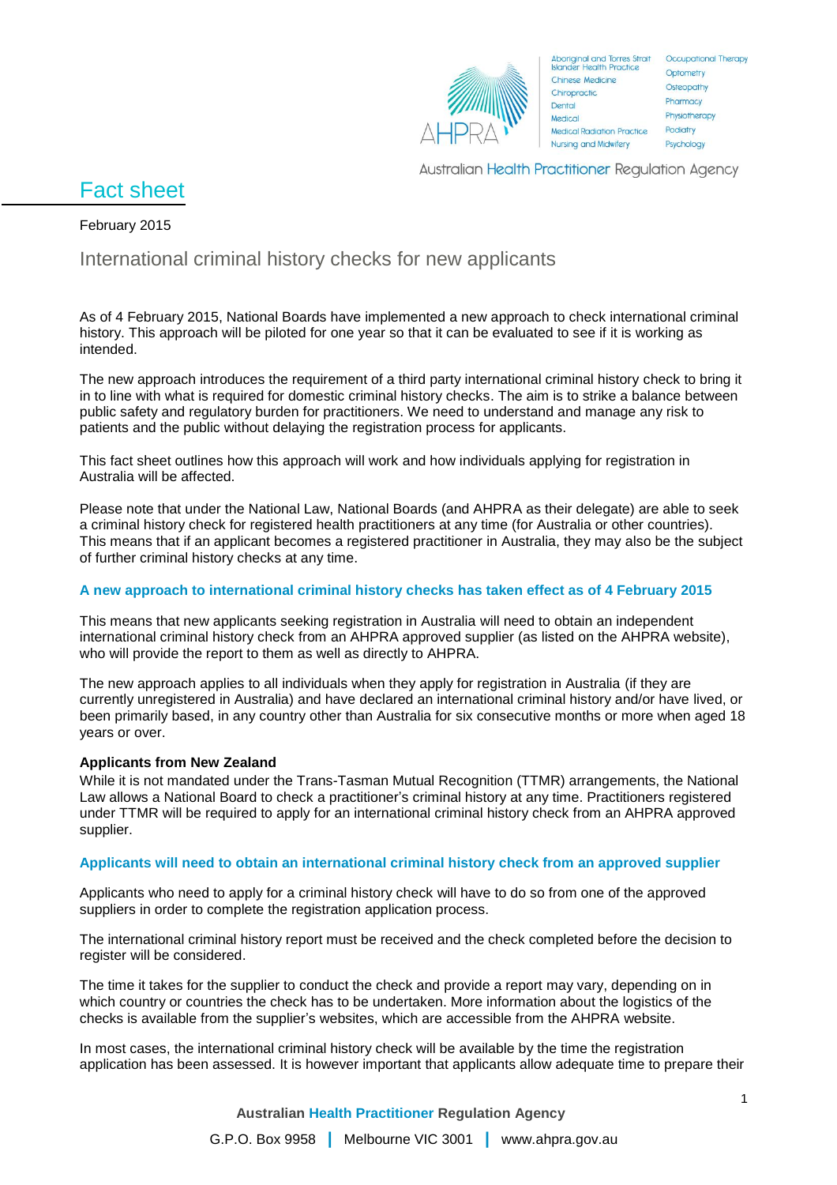# Fact sheet

February 2015

## International criminal history checks for new applicants

As of 4 February 2015, National Boards have implemented a new approach to check international criminal history. This approach will be piloted for one year so that it can be evaluated to see if it is working as intended.

The new approach introduces the requirement of a third party international criminal history check to bring it in to line with what is required for domestic criminal history checks. The aim is to strike a balance between public safety and regulatory burden for practitioners. We need to understand and manage any risk to patients and the public without delaying the registration process for applicants.

This fact sheet outlines how this approach will work and how individuals applying for registration in Australia will be affected.

Please note that under the National Law, National Boards (and AHPRA as their delegate) are able to seek a criminal history check for registered health practitioners at any time (for Australia or other countries). This means that if an applicant becomes a registered practitioner in Australia, they may also be the subject of further criminal history checks at any time.

### A new approach to international criminal history checks has taken effect as of 4 February 2015

This means that new applicants seeking registration in Australia will need to obtain an independent international criminal history check from an AHPRA approved supplier (as listed on the AHPRA website), who will provide the report to them as well as directly to AHPRA.

The new approach applies to all individuals when they apply for registration in Australia (if they are currently unregistered in Australia) and have declared an international criminal history and/or have lived, or been primarily based, in any country other than Australia for six consecutive months or more when aged 18 years or over.

**Applicants from New Zealand**

While it is not mandated under the Trans-Tasman Mutual Recognition (TTMR) arrangements, the National Law allows a National Board to check a practitioner's criminal history at any time. Practitioners registered under TTMR will be required to apply for an international criminal history check from an AHPRA approved supplier.

### Applicants will need to obtain an international criminal history check from an approved supplier

Applicants who need to apply for a criminal history check will have to do so from one of the approved suppliers in order to complete the registration application process.

The international criminal history report must be received and the check completed before the decision to register will be considered.

The time it takes for the supplier to conduct the check and provide a report may vary, depending on in which country or countries the check has to be undertaken. More information about the logistics of the checks is available from the supplier's websites, which are accessible from the AHPRA website.

In most cases, the international criminal history check will be available by the time the registration application has been assessed. It is however important that applicants allow adequate time to prepare their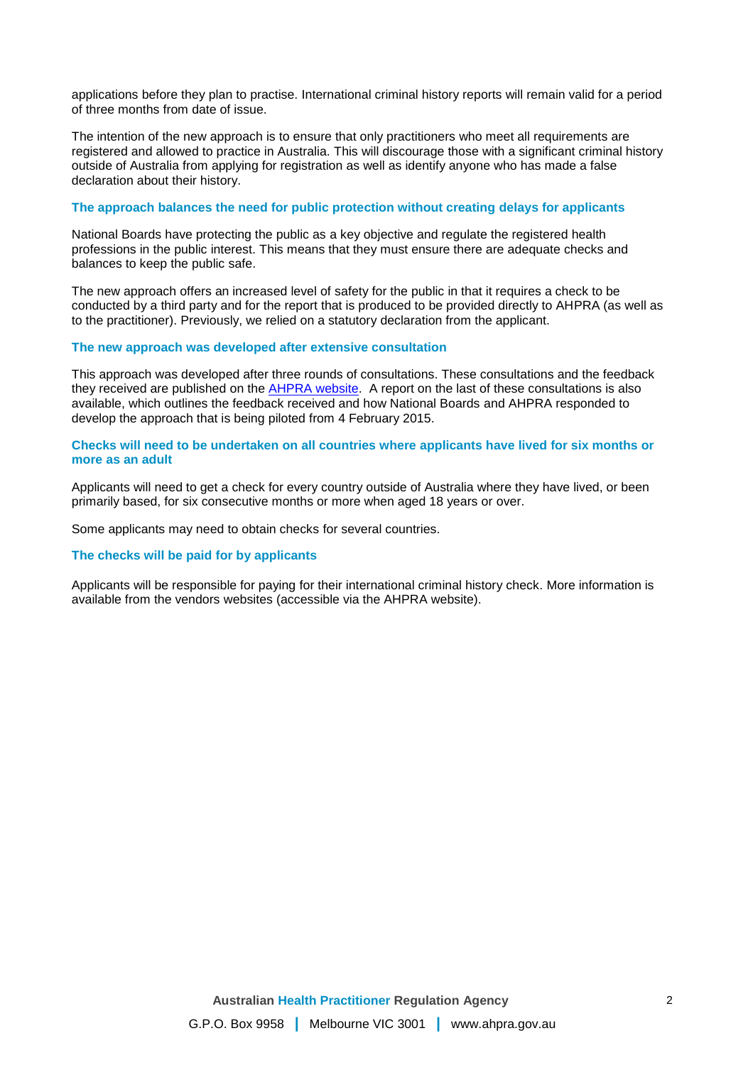applications before they plan to practise. International criminal history reports will remain valid for a period of three months from date of issue.

The intention of the new approach is to ensure that only practitioners who meet all requirements are registered and allowed to practice in Australia. This will discourage those with a significant criminal history outside of Australia from applying for registration as well as identify anyone who has made a false declaration about their history.

### The approach balances the need for public protection without creating delays for applicants

National Boards have protecting the public as a key objective and regulate the registered health professions in the public interest. This means that they must ensure there are adequate checks and balances to keep the public safe.

The new approach offers an increased level of safety for the public in that it requires a check to be conducted by a third party and for the report that is produced to be provided directly to AHPRA (as well as to the practitioner). Previously, we relied on a statutory declaration from the applicant.

### The new approach was developed after extensive consultation

This approach was developed after three rounds of consultations. These consultations and the feedback they received are published on the AHPRA website. A report on the last of these consultations is also available, which outlines the feedback received and how National Boards and AHPRA responded to develop the approach that is being piloted from 4 February 2015.

### Checks will need to be undertaken on all countries where applicants have lived for six months or more as an adult

Applicants will need to get a check for every country outside of Australia where they have lived, or been primarily based, for six consecutive months or more when aged 18 years or over.

Some applicants may need to obtain checks for several countries.

### The checks will be paid for by applicants

Applicants will be responsible for paying for their international criminal history check. More information is available from the vendors websites (accessible via the AHPRA website).